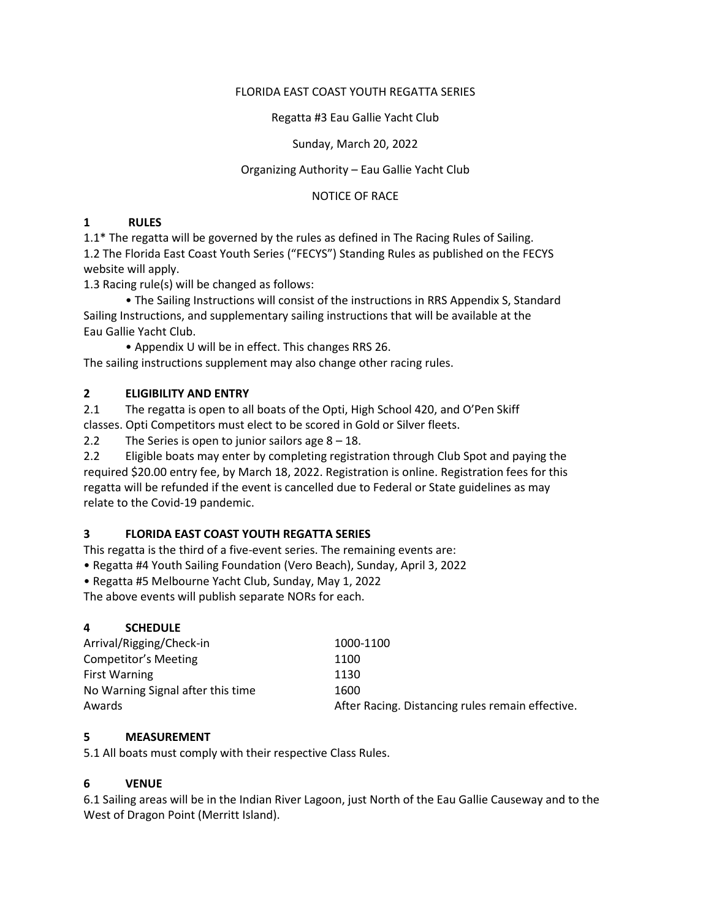FLORIDA EAST COAST YOUTH REGATTA SERIES

Regatta #3 Eau Gallie Yacht Club

Sunday, March 20, 2022

Organizing Authority – Eau Gallie Yacht Club

NOTICE OF RACE

## 1 RULES

1.1* The regatta will be governed by the rules as defined in The Racing Rules of Sailing.

1.2 The Florida East Coast Youth Series ("FECYS") Standing Rules as published on the FECYS website will apply.

1.3 Racing rule(s) will be changed as follows:

- The Sailing Instructions will consist of the instructions in RRS Appendix S, Standard Sailing Instructions, and supplementary sailing instructions that will be available at the Eau Gallie Yacht Club.
- Appendix U will be in effect. This changes RRS 26.

The sailing instructions supplement may also change other racing rules.

## 2 ELIGIBILITY AND ENTRY

2.1 The regatta is open to all boats of the Opti, High School 420, and O'Pen Skiff classes. Opti Competitors must elect to be scored in Gold or Silver fleets.

2.2 The Series is open to junior sailors age 8 – 18.

2.2 Eligible boats may enter by completing registration through Club Spot and paying the required $20.00 entry fee, by March 18, 2022. Registration is online. Registration fees for this regatta will be refunded if the event is cancelled due to Federal or State guidelines as may relate to the Covid-19 pandemic.

## 3 FLORIDA EAST COAST YOUTH REGATTA SERIES

This regatta is the third of a five-event series. The remaining events are:

- Regatta #4 Youth Sailing Foundation (Vero Beach), Sunday, April 3, 2022
- Regatta #5 Melbourne Yacht Club, Sunday, May 1, 2022

The above events will publish separate NORs for each.

## 4 SCHEDULE

| | |
|---|---|
| Arrival/Rigging/Check-in | 1000-1100 |
| Competitor's Meeting | 1100 |
| First Warning | 1130 |
| No Warning Signal after this time | 1600 |
| Awards | After Racing. Distancing rules remain effective. |

## 5 MEASUREMENT

5.1 All boats must comply with their respective Class Rules.

## 6 VENUE

6.1 Sailing areas will be in the Indian River Lagoon, just North of the Eau Gallie Causeway and to the West of Dragon Point (Merritt Island).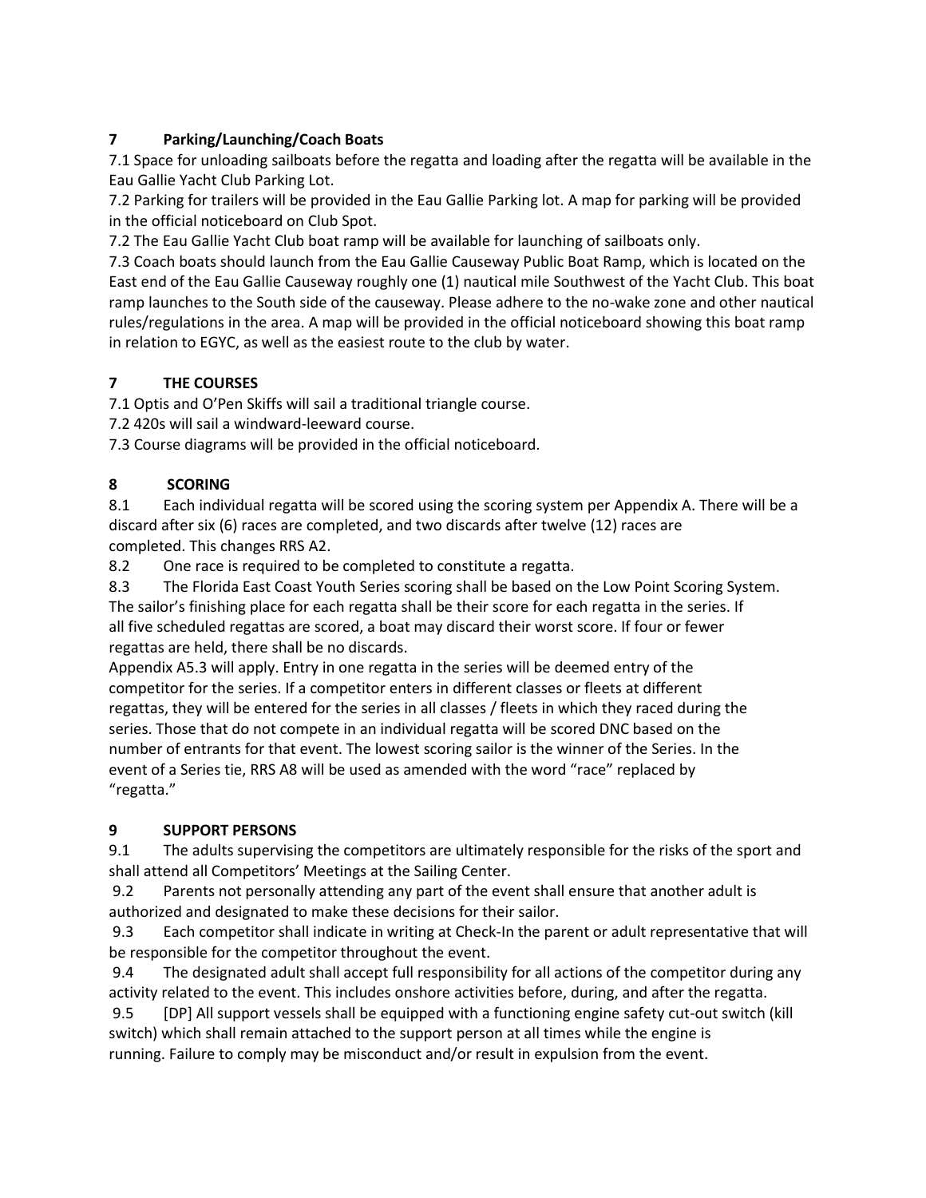## 7 Parking/Launching/Coach Boats

7.1 Space for unloading sailboats before the regatta and loading after the regatta will be available in the Eau Gallie Yacht Club Parking Lot.

7.2 Parking for trailers will be provided in the Eau Gallie Parking lot. A map for parking will be provided in the official noticeboard on Club Spot.

7.2 The Eau Gallie Yacht Club boat ramp will be available for launching of sailboats only.

7.3 Coach boats should launch from the Eau Gallie Causeway Public Boat Ramp, which is located on the East end of the Eau Gallie Causeway roughly one (1) nautical mile Southwest of the Yacht Club. This boat ramp launches to the South side of the causeway. Please adhere to the no-wake zone and other nautical rules/regulations in the area. A map will be provided in the official noticeboard showing this boat ramp in relation to EGYC, as well as the easiest route to the club by water.

## 7 THE COURSES

7.1 Optis and O'Pen Skiffs will sail a traditional triangle course.

7.2 420s will sail a windward-leeward course.

7.3 Course diagrams will be provided in the official noticeboard.

## 8 SCORING

8.1 Each individual regatta will be scored using the scoring system per Appendix A. There will be a discard after six (6) races are completed, and two discards after twelve (12) races are completed. This changes RRS A2.

8.2 One race is required to be completed to constitute a regatta.

8.3 The Florida East Coast Youth Series scoring shall be based on the Low Point Scoring System. The sailor's finishing place for each regatta shall be their score for each regatta in the series. If all five scheduled regattas are scored, a boat may discard their worst score. If four or fewer regattas are held, there shall be no discards.

Appendix A5.3 will apply. Entry in one regatta in the series will be deemed entry of the competitor for the series. If a competitor enters in different classes or fleets at different regattas, they will be entered for the series in all classes / fleets in which they raced during the series. Those that do not compete in an individual regatta will be scored DNC based on the number of entrants for that event. The lowest scoring sailor is the winner of the Series. In the event of a Series tie, RRS A8 will be used as amended with the word "race" replaced by "regatta."

## 9 SUPPORT PERSONS

9.1 The adults supervising the competitors are ultimately responsible for the risks of the sport and shall attend all Competitors' Meetings at the Sailing Center.

9.2 Parents not personally attending any part of the event shall ensure that another adult is authorized and designated to make these decisions for their sailor.

9.3 Each competitor shall indicate in writing at Check-In the parent or adult representative that will be responsible for the competitor throughout the event.

9.4 The designated adult shall accept full responsibility for all actions of the competitor during any activity related to the event. This includes onshore activities before, during, and after the regatta.

9.5 [DP] All support vessels shall be equipped with a functioning engine safety cut-out switch (kill switch) which shall remain attached to the support person at all times while the engine is running. Failure to comply may be misconduct and/or result in expulsion from the event.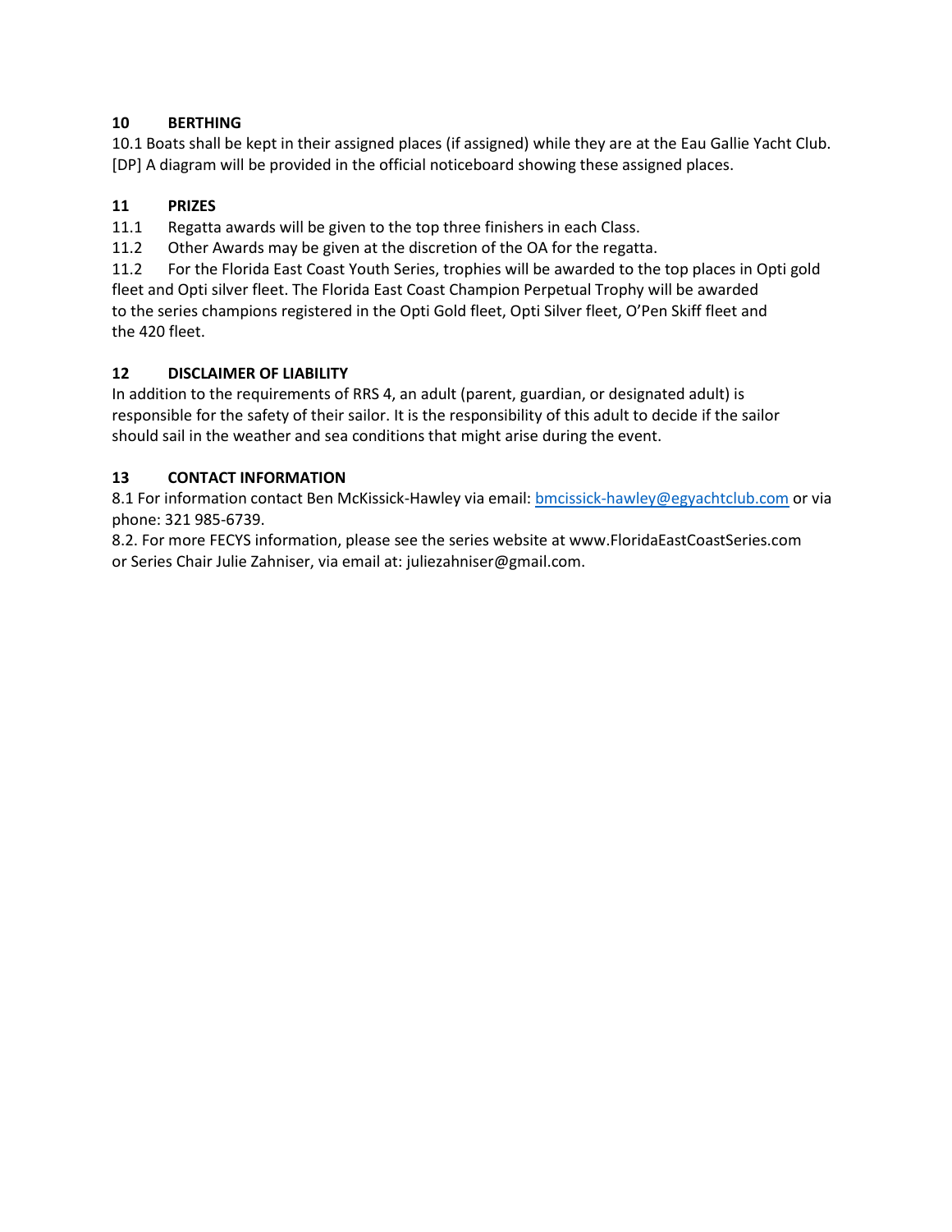## 10 BERTHING

10.1 Boats shall be kept in their assigned places (if assigned) while they are at the Eau Gallie Yacht Club. [DP] A diagram will be provided in the official noticeboard showing these assigned places.

## 11 PRIZES

11.1 Regatta awards will be given to the top three finishers in each Class.

11.2 Other Awards may be given at the discretion of the OA for the regatta.

11.2 For the Florida East Coast Youth Series, trophies will be awarded to the top places in Opti gold fleet and Opti silver fleet. The Florida East Coast Champion Perpetual Trophy will be awarded to the series champions registered in the Opti Gold fleet, Opti Silver fleet, O'Pen Skiff fleet and the 420 fleet.

## 12 DISCLAIMER OF LIABILITY

In addition to the requirements of RRS 4, an adult (parent, guardian, or designated adult) is responsible for the safety of their sailor. It is the responsibility of this adult to decide if the sailor should sail in the weather and sea conditions that might arise during the event.

## 13 CONTACT INFORMATION

8.1 For information contact Ben McKissick-Hawley via email: bmcissick-hawley@egyachtclub.com or via phone: 321 985-6739.

8.2. For more FECYS information, please see the series website at www.FloridaEastCoastSeries.com or Series Chair Julie Zahniser, via email at: juliezahniser@gmail.com.